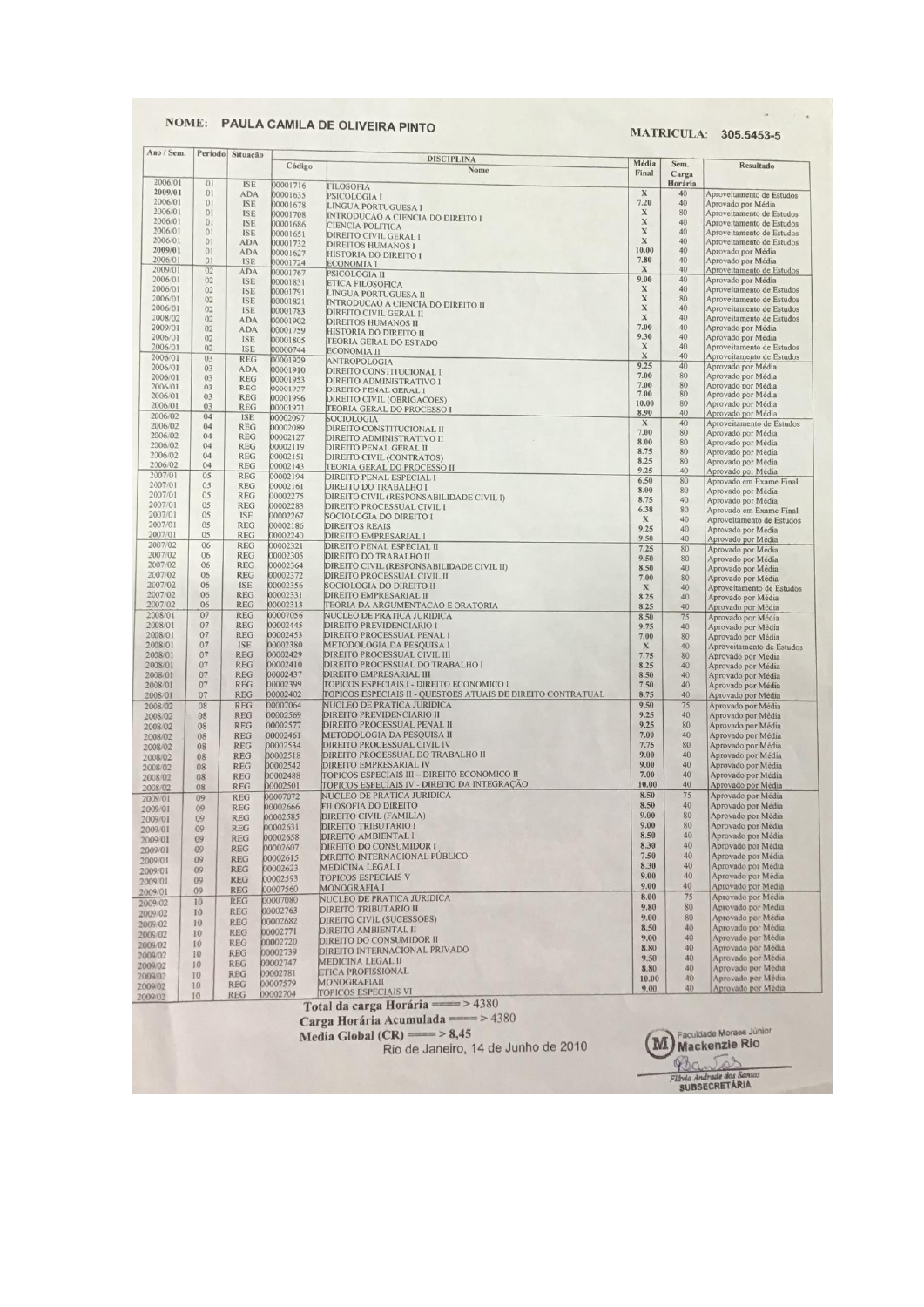**NOME:** PAULA CAMILA DE OLIVEIRA PINTO

**MATRICULA:** 305.5453-5

| Ano / Sem. | Período | Situação | Código | Nome | Média Final | Sem. Carga Horária | Resultado |
|---|---|---|---|---|---|---|---|
| 2006/01 | 01 | ISE | 00001716 | FILOSOFIA | X | 40 | Aproveitamento de Estudos |
| 2009/01 | 01 | ADA | 00001635 | PSICOLOGIA I | 7.20 | 40 | Aprovado por Média |
| 2006/01 | 01 | ISE | 00001678 | LINGUA PORTUGUESA I | X | 80 | Aproveitamento de Estudos |
| 2006/01 | 01 | ISE | 00001708 | INTRODUCAO A CIENCIA DO DIREITO I | X | 40 | Aproveitamento de Estudos |
| 2006/01 | 01 | ISE | 00001686 | CIENCIA POLITICA | X | 40 | Aproveitamento de Estudos |
| 2006/01 | 01 | ISE | 00001651 | DIREITO CIVIL GERAL I | X | 40 | Aproveitamento de Estudos |
| 2006/01 | 01 | ADA | 00001732 | DIREITOS HUMANOS I | 10.00 | 40 | Aprovado por Média |
| 2009/01 | 01 | ADA | 00001627 | HISTORIA DO DIREITO I | 7.80 | 40 | Aprovado por Média |
| 2006/01 | 01 | ISE | 00001724 | ECONOMIA I | X | 40 | Aproveitamento de Estudos |
| 2009/01 | 02 | ADA | 00001767 | PSICOLOGIA II | 9.00 | 40 | Aprovado por Média |
| 2006/01 | 02 | ISE | 00001831 | ETICA FILOSOFICA | X | 40 | Aproveitamento de Estudos |
| 2006/01 | 02 | ISE | 00001791 | LINGUA PORTUGUESA II | X | 80 | Aproveitamento de Estudos |
| 2006/01 | 02 | ISE | 00001821 | INTRODUCAO A CIENCIA DO DIREITO II | X | 40 | Aproveitamento de Estudos |
| 2006/01 | 02 | ISE | 00001783 | DIREITO CIVIL GERAL II | X | 40 | Aproveitamento de Estudos |
| 2008/02 | 02 | ADA | 00001902 | DIREITOS HUMANOS II | 7.00 | 40 | Aprovado por Média |
| 2009/01 | 02 | ADA | 00001759 | HISTORIA DO DIREITO II | 9.30 | 40 | Aprovado por Média |
| 2006/01 | 02 | ISE | 00001805 | TEORIA GERAL DO ESTADO | X | 40 | Aproveitamento de Estudos |
| 2006/01 | 02 | ISE | 00000744 | ECONOMIA II | X | 40 | Aproveitamento de Estudos |
| 2006/01 | 03 | REG | 00001929 | ANTROPOLOGIA | 9.25 | 40 | Aprovado por Média |
| 2006/01 | 03 | ADA | 00001910 | DIREITO CONSTITUCIONAL I | 7.00 | 80 | Aprovado por Média |
| 2006/01 | 03 | REG | 00001953 | DIREITO ADMINISTRATIVO I | 7.00 | 80 | Aprovado por Média |
| 2006/01 | 03 | REG | 00001937 | DIREITO PENAL GERAL I | 7.00 | 80 | Aprovado por Média |
| 2006/01 | 03 | REG | 00001996 | DIREITO CIVIL (OBRIGACOES) | 10.00 | 80 | Aprovado por Média |
| 2006/01 | 03 | REG | 00001971 | TEORIA GERAL DO PROCESSO I | 8.90 | 40 | Aprovado por Média |
| 2006/02 | 04 | ISE | 00002097 | SOCIOLOGIA | X | 40 | Aproveitamento de Estudos |
| 2006/02 | 04 | REG | 00002089 | DIREITO CONSTITUCIONAL II | 7.00 | 80 | Aprovado por Média |
| 2006/02 | 04 | REG | 00002127 | DIREITO ADMINISTRATIVO II | 8.00 | 80 | Aprovado por Média |
| 2006/02 | 04 | REG | 00002119 | DIREITO PENAL GERAL II | 8.75 | 80 | Aprovado por Média |
| 2006/02 | 04 | REG | 00002151 | DIREITO CIVIL (CONTRATOS) | 8.25 | 80 | Aprovado por Média |
| 2006/02 | 04 | REG | 00002143 | TEORIA GERAL DO PROCESSO II | 9.25 | 40 | Aprovado por Média |
| 2007/01 | 05 | REG | 00002194 | DIREITO PENAL ESPECIAL I | 6.50 | 80 | Aprovado em Exame Final |
| 2007/01 | 05 | REG | 00002161 | DIREITO DO TRABALHO I | 8.00 | 80 | Aprovado por Média |
| 2007/01 | 05 | REG | 00002275 | DIREITO CIVIL (RESPONSABILIDADE CIVIL I) | 8.75 | 40 | Aprovado por Média |
| 2007/01 | 05 | REG | 00002283 | DIREITO PROCESSUAL CIVIL I | 6.38 | 80 | Aprovado em Exame Final |
| 2007/01 | 05 | ISE | 00002267 | SOCIOLOGIA DO DIREITO I | X | 40 | Aproveitamento de Estudos |
| 2007/01 | 05 | REG | 00002186 | DIREITOS REAIS | 9.25 | 40 | Aprovado por Média |
| 2007/01 | 05 | REG | 00002240 | DIREITO EMPRESARIAL I | 9.50 | 40 | Aprovado por Média |
| 2007/02 | 06 | REG | 00002321 | DIREITO PENAL ESPECIAL II | 7.25 | 80 | Aprovado por Média |
| 2007/02 | 06 | REG | 00002305 | DIREITO DO TRABALHO II | 9.50 | 80 | Aprovado por Média |
| 2007/02 | 06 | REG | 00002364 | DIREITO CIVIL (RESPONSABILIDADE CIVIL II) | 8.50 | 40 | Aprovado por Média |
| 2007/02 | 06 | REG | 00002372 | DIREITO PROCESSUAL CIVIL II | 7.00 | 80 | Aprovado por Média |
| 2007/02 | 06 | ISE | 00002356 | SOCIOLOGIA DO DIREITO II | X | 40 | Aproveitamento de Estudos |
| 2007/02 | 06 | REG | 00002331 | DIREITO EMPRESARIAL II | 8.25 | 40 | Aprovado por Média |
| 2007/02 | 06 | REG | 00002313 | TEORIA DA ARGUMENTACAO E ORATORIA | 8.25 | 40 | Aprovado por Média |
| 2008/01 | 07 | REG | 00007056 | NUCLEO DE PRATICA JURIDICA | 8.50 | 75 | Aprovado por Média |
| 2008/01 | 07 | REG | 00002445 | DIREITO PREVIDENCIARIO I | 9.75 | 40 | Aprovado por Média |
| 2008/01 | 07 | REG | 00002453 | DIREITO PROCESSUAL PENAL I | 7.00 | 80 | Aprovado por Média |
| 2008/01 | 07 | ISE | 00002380 | METODOLOGIA DA PESQUISA I | X | 40 | Aproveitamento de Estudos |
| 2008/01 | 07 | REG | 00002429 | DIREITO PROCESSUAL CIVIL III | 7.75 | 80 | Aprovado por Média |
| 2008/01 | 07 | REG | 00002410 | DIREITO PROCESSUAL DO TRABALHO I | 8.25 | 40 | Aprovado por Média |
| 2008/01 | 07 | REG | 00002437 | DIREITO EMPRESARIAL III | 8.50 | 40 | Aprovado por Média |
| 2008/01 | 07 | REG | 00002399 | TOPICOS ESPECIAIS I - DIREITO ECONOMICO I | 7.50 | 40 | Aprovado por Média |
| 2008/01 | 07 | REG | 00002402 | TOPICOS ESPECIAIS II - QUESTOES ATUAIS DE DIREITO CONTRATUAL | 8.75 | 40 | Aprovado por Média |
| 2008/02 | 08 | REG | 00007064 | NUCLEO DE PRATICA JURIDICA | 9.50 | 75 | Aprovado por Média |
| 2008/02 | 08 | REG | 00002569 | DIREITO PREVIDENCIARIO II | 9.25 | 40 | Aprovado por Média |
| 2008/02 | 08 | REG | 00002577 | DIREITO PROCESSUAL PENAL II | 9.25 | 80 | Aprovado por Média |
| 2008/02 | 08 | REG | 00002461 | METODOLOGIA DA PESQUISA II | 7.00 | 40 | Aprovado por Média |
| 2008/02 | 08 | REG | 00002534 | DIREITO PROCESSUAL CIVIL IV | 7.75 | 80 | Aprovado por Média |
| 2008/02 | 08 | REG | 00002518 | DIREITO PROCESSUAL DO TRABALHO II | 9.00 | 40 | Aprovado por Média |
| 2008/02 | 08 | REG | 00002542 | DIREITO EMPRESARIAL IV | 9.00 | 40 | Aprovado por Média |
| 2008/02 | 08 | REG | 00002488 | TOPICOS ESPECIAIS III – DIREITO ECONOMICO II | 7.00 | 40 | Aprovado por Média |
| 2008/02 | 08 | REG | 00002501 | TOPICOS ESPECIAIS IV - DIREITO DA INTEGRAÇÃO | 10.00 | 40 | Aprovado por Média |
| 2009/01 | 09 | REG | 00007072 | NUCLEO DE PRATICA JURIDICA | 8.50 | 75 | Aprovado por Média |
| 2009/01 | 09 | REG | 00002666 | FILOSOFIA DO DIREITO | 8.50 | 40 | Aprovado por Média |
| 2009/01 | 09 | REG | 00002585 | DIREITO CIVIL (FAMILIA) | 9.00 | 80 | Aprovado por Média |
| 2009/01 | 09 | REG | 00002631 | DIREITO TRIBUTARIO I | 9.00 | 80 | Aprovado por Média |
| 2009/01 | 09 | REG | 00002658 | DIREITO AMBIENTAL I | 8.50 | 40 | Aprovado por Média |
| 2009/01 | 09 | REG | 00002607 | DIREITO DO CONSUMIDOR I | 8.30 | 40 | Aprovado por Média |
| 2009/01 | 09 | REG | 00002615 | DIREITO INTERNACIONAL PÚBLICO | 7.50 | 40 | Aprovado por Média |
| 2009/01 | 09 | REG | 00002623 | MEDICINA LEGAL I | 8.30 | 40 | Aprovado por Média |
| 2009/01 | 09 | REG | 00002593 | TOPICOS ESPECIAIS V | 9.00 | 40 | Aprovado por Média |
| 2009/01 | 09 | REG | 00007560 | MONOGRAFIA I | 9.00 | 40 | Aprovado por Média |
| 2009/02 | 10 | REG | 00007080 | NUCLEO DE PRATICA JURIDICA | 8.00 | 75 | Aprovado por Média |
| 2009/02 | 10 | REG | 00002763 | DIREITO TRIBUTARIO II | 9.80 | 80 | Aprovado por Média |
| 2009/02 | 10 | REG | 00002682 | DIREITO CIVIL (SUCESSOES) | 9.00 | 80 | Aprovado por Média |
| 2009/02 | 10 | REG | 00002771 | DIREITO AMBIENTAL II | 8.50 | 40 | Aprovado por Média |
| 2009/02 | 10 | REG | 00002720 | DIREITO DO CONSUMIDOR II | 9.00 | 40 | Aprovado por Média |
| 2009/02 | 10 | REG | 00002739 | DIREITO INTERNACIONAL PRIVADO | 8.80 | 40 | Aprovado por Média |
| 2009/02 | 10 | REG | 00002747 | MEDICINA LEGAL II | 9.50 | 40 | Aprovado por Média |
| 2009/02 | 10 | REG | 00002781 | ETICA PROFISSIONAL | 8.80 | 40 | Aprovado por Média |
| 2009/02 | 10 | REG | 00007579 | MONOGRAFIAII | 10.00 | 40 | Aprovado por Média |
| 2009/02 | 10 | REG | 00002704 | TOPICOS ESPECIAIS VI | 9.00 | 40 | Aprovado por Média |

**Total da carga Horária ====> 4380**

**Carga Horária Acumulada ====> 4380**

**Media Global (CR) ====> 8,45**

Rio de Janeiro, 14 de Junho de 2010

Faculdade Moraes Júnior
**Mackenzie Rio**

Flávia Andrade dos Santos
SUBSECRETÁRIA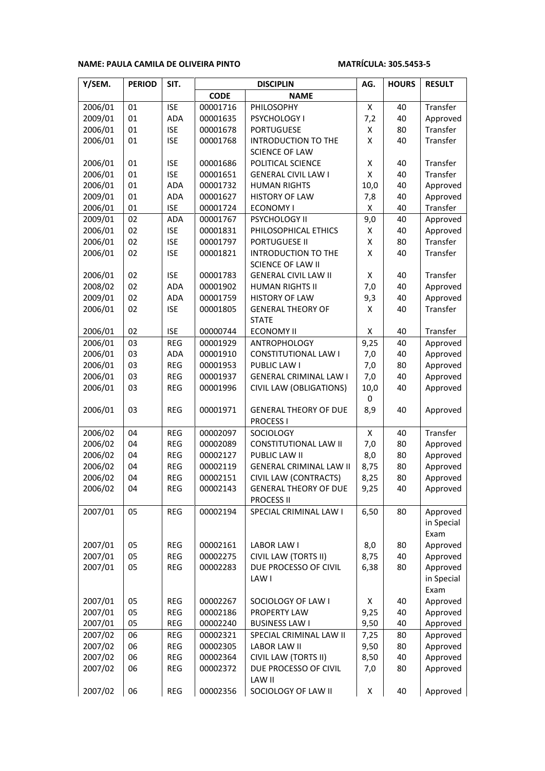**NAME: PAULA CAMILA DE OLIVEIRA PINTO** **MATRÍCULA: 305.5453-5**

| Y/SEM. | PERIOD | SIT. | DISCIPLIN | | AG. | HOURS | RESULT |
|---|---|---|---|---|---|---|---|
| | | | CODE | NAME | | | |
| 2006/01 | 01 | ISE | 00001716 | PHILOSOPHY | X | 40 | Transfer |
| 2009/01 | 01 | ADA | 00001635 | PSYCHOLOGY I | 7,2 | 40 | Approved |
| 2006/01 | 01 | ISE | 00001678 | PORTUGUESE | X | 80 | Transfer |
| 2006/01 | 01 | ISE | 00001768 | INTRODUCTION TO THE SCIENCE OF LAW | X | 40 | Transfer |
| 2006/01 | 01 | ISE | 00001686 | POLITICAL SCIENCE | X | 40 | Transfer |
| 2006/01 | 01 | ISE | 00001651 | GENERAL CIVIL LAW I | X | 40 | Transfer |
| 2006/01 | 01 | ADA | 00001732 | HUMAN RIGHTS | 10,0 | 40 | Approved |
| 2009/01 | 01 | ADA | 00001627 | HISTORY OF LAW | 7,8 | 40 | Approved |
| 2006/01 | 01 | ISE | 00001724 | ECONOMY I | X | 40 | Transfer |
| 2009/01 | 02 | ADA | 00001767 | PSYCHOLOGY II | 9,0 | 40 | Approved |
| 2006/01 | 02 | ISE | 00001831 | PHILOSOPHICAL ETHICS | X | 40 | Approved |
| 2006/01 | 02 | ISE | 00001797 | PORTUGUESE II | X | 80 | Transfer |
| 2006/01 | 02 | ISE | 00001821 | INTRODUCTION TO THE SCIENCE OF LAW II | X | 40 | Transfer |
| 2006/01 | 02 | ISE | 00001783 | GENERAL CIVIL LAW II | X | 40 | Transfer |
| 2008/02 | 02 | ADA | 00001902 | HUMAN RIGHTS II | 7,0 | 40 | Approved |
| 2009/01 | 02 | ADA | 00001759 | HISTORY OF LAW | 9,3 | 40 | Approved |
| 2006/01 | 02 | ISE | 00001805 | GENERAL THEORY OF STATE | X | 40 | Transfer |
| 2006/01 | 02 | ISE | 00000744 | ECONOMY II | X | 40 | Transfer |
| 2006/01 | 03 | REG | 00001929 | ANTROPHOLOGY | 9,25 | 40 | Approved |
| 2006/01 | 03 | ADA | 00001910 | CONSTITUTIONAL LAW I | 7,0 | 40 | Approved |
| 2006/01 | 03 | REG | 00001953 | PUBLIC LAW I | 7,0 | 80 | Approved |
| 2006/01 | 03 | REG | 00001937 | GENERAL CRIMINAL LAW I | 7,0 | 40 | Approved |
| 2006/01 | 03 | REG | 00001996 | CIVIL LAW (OBLIGATIONS) | 10,00 | 40 | Approved |
| 2006/01 | 03 | REG | 00001971 | GENERAL THEORY OF DUE PROCESS I | 8,9 | 40 | Approved |
| 2006/02 | 04 | REG | 00002097 | SOCIOLOGY | X | 40 | Transfer |
| 2006/02 | 04 | REG | 00002089 | CONSTITUTIONAL LAW II | 7,0 | 80 | Approved |
| 2006/02 | 04 | REG | 00002127 | PUBLIC LAW II | 8,0 | 80 | Approved |
| 2006/02 | 04 | REG | 00002119 | GENERAL CRIMINAL LAW II | 8,75 | 80 | Approved |
| 2006/02 | 04 | REG | 00002151 | CIVIL LAW (CONTRACTS) | 8,25 | 80 | Approved |
| 2006/02 | 04 | REG | 00002143 | GENERAL THEORY OF DUE PROCESS II | 9,25 | 40 | Approved |
| 2007/01 | 05 | REG | 00002194 | SPECIAL CRIMINAL LAW I | 6,50 | 80 | Approved in Special Exam |
| 2007/01 | 05 | REG | 00002161 | LABOR LAW I | 8,0 | 80 | Approved |
| 2007/01 | 05 | REG | 00002275 | CIVIL LAW (TORTS II) | 8,75 | 40 | Approved |
| 2007/01 | 05 | REG | 00002283 | DUE PROCESSO OF CIVIL LAW I | 6,38 | 80 | Approved in Special Exam |
| 2007/01 | 05 | REG | 00002267 | SOCIOLOGY OF LAW I | X | 40 | Approved |
| 2007/01 | 05 | REG | 00002186 | PROPERTY LAW | 9,25 | 40 | Approved |
| 2007/01 | 05 | REG | 00002240 | BUSINESS LAW I | 9,50 | 40 | Approved |
| 2007/02 | 06 | REG | 00002321 | SPECIAL CRIMINAL LAW II | 7,25 | 80 | Approved |
| 2007/02 | 06 | REG | 00002305 | LABOR LAW II | 9,50 | 80 | Approved |
| 2007/02 | 06 | REG | 00002364 | CIVIL LAW (TORTS II) | 8,50 | 40 | Approved |
| 2007/02 | 06 | REG | 00002372 | DUE PROCESSO OF CIVIL LAW II | 7,0 | 80 | Approved |
| 2007/02 | 06 | REG | 00002356 | SOCIOLOGY OF LAW II | X | 40 | Approved |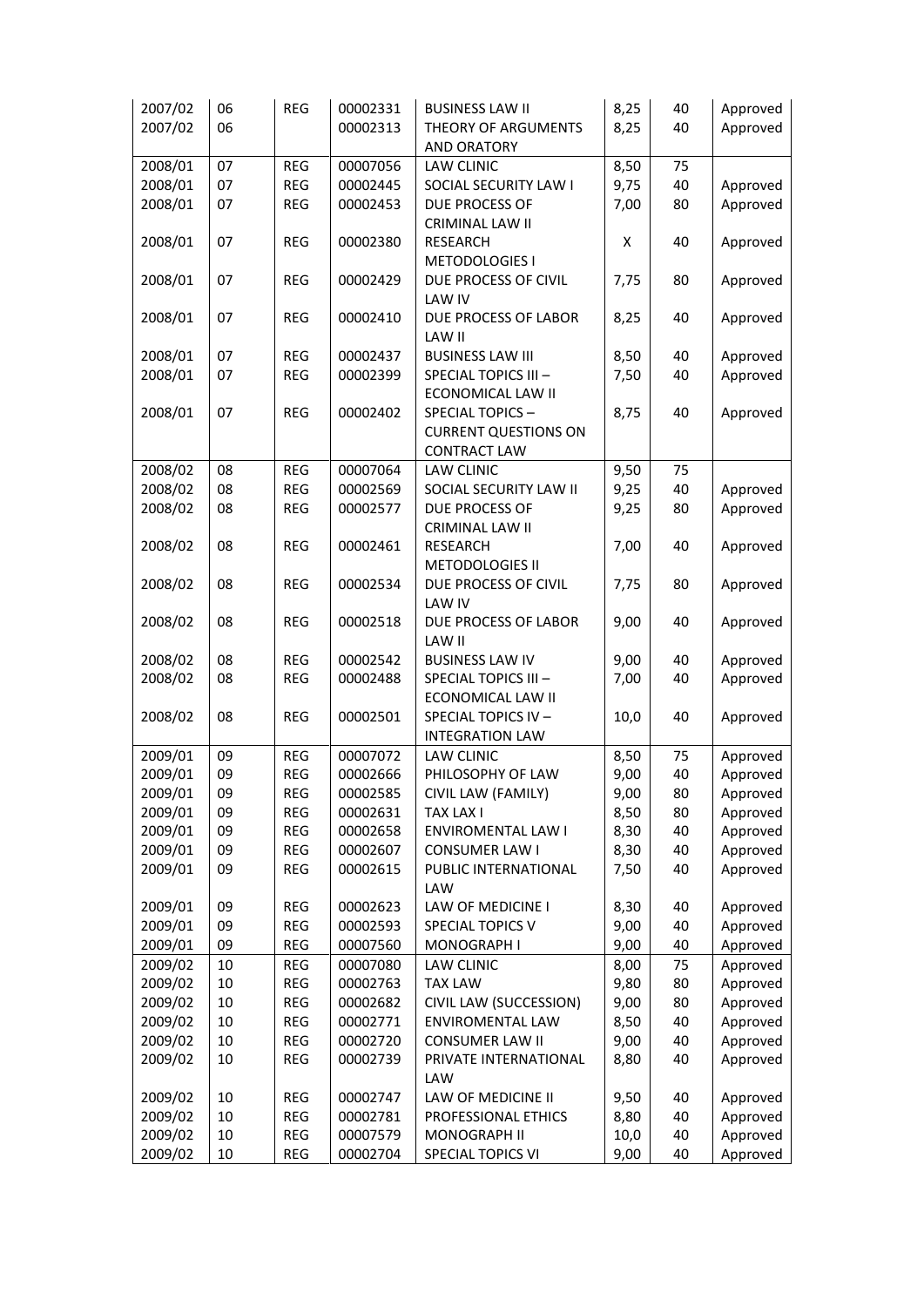| | | | | | | | |
|---|---|---|---|---|---|---|---|
| 2007/02 | 06 | REG | 00002331 | BUSINESS LAW II | 8,25 | 40 | Approved |
| 2007/02 | 06 | | 00002313 | THEORY OF ARGUMENTS AND ORATORY | 8,25 | 40 | Approved |
| 2008/01 | 07 | REG | 00007056 | LAW CLINIC | 8,50 | 75 | |
| 2008/01 | 07 | REG | 00002445 | SOCIAL SECURITY LAW I | 9,75 | 40 | Approved |
| 2008/01 | 07 | REG | 00002453 | DUE PROCESS OF CRIMINAL LAW II | 7,00 | 80 | Approved |
| 2008/01 | 07 | REG | 00002380 | RESEARCH METODOLOGIES I | X | 40 | Approved |
| 2008/01 | 07 | REG | 00002429 | DUE PROCESS OF CIVIL LAW IV | 7,75 | 80 | Approved |
| 2008/01 | 07 | REG | 00002410 | DUE PROCESS OF LABOR LAW II | 8,25 | 40 | Approved |
| 2008/01 | 07 | REG | 00002437 | BUSINESS LAW III | 8,50 | 40 | Approved |
| 2008/01 | 07 | REG | 00002399 | SPECIAL TOPICS III – ECONOMICAL LAW II | 7,50 | 40 | Approved |
| 2008/01 | 07 | REG | 00002402 | SPECIAL TOPICS – CURRENT QUESTIONS ON CONTRACT LAW | 8,75 | 40 | Approved |
| 2008/02 | 08 | REG | 00007064 | LAW CLINIC | 9,50 | 75 | |
| 2008/02 | 08 | REG | 00002569 | SOCIAL SECURITY LAW II | 9,25 | 40 | Approved |
| 2008/02 | 08 | REG | 00002577 | DUE PROCESS OF CRIMINAL LAW II | 9,25 | 80 | Approved |
| 2008/02 | 08 | REG | 00002461 | RESEARCH METODOLOGIES II | 7,00 | 40 | Approved |
| 2008/02 | 08 | REG | 00002534 | DUE PROCESS OF CIVIL LAW IV | 7,75 | 80 | Approved |
| 2008/02 | 08 | REG | 00002518 | DUE PROCESS OF LABOR LAW II | 9,00 | 40 | Approved |
| 2008/02 | 08 | REG | 00002542 | BUSINESS LAW IV | 9,00 | 40 | Approved |
| 2008/02 | 08 | REG | 00002488 | SPECIAL TOPICS III – ECONOMICAL LAW II | 7,00 | 40 | Approved |
| 2008/02 | 08 | REG | 00002501 | SPECIAL TOPICS IV – INTEGRATION LAW | 10,0 | 40 | Approved |
| 2009/01 | 09 | REG | 00007072 | LAW CLINIC | 8,50 | 75 | Approved |
| 2009/01 | 09 | REG | 00002666 | PHILOSOPHY OF LAW | 9,00 | 40 | Approved |
| 2009/01 | 09 | REG | 00002585 | CIVIL LAW (FAMILY) | 9,00 | 80 | Approved |
| 2009/01 | 09 | REG | 00002631 | TAX LAX I | 8,50 | 80 | Approved |
| 2009/01 | 09 | REG | 00002658 | ENVIROMENTAL LAW I | 8,30 | 40 | Approved |
| 2009/01 | 09 | REG | 00002607 | CONSUMER LAW I | 8,30 | 40 | Approved |
| 2009/01 | 09 | REG | 00002615 | PUBLIC INTERNATIONAL LAW | 7,50 | 40 | Approved |
| 2009/01 | 09 | REG | 00002623 | LAW OF MEDICINE I | 8,30 | 40 | Approved |
| 2009/01 | 09 | REG | 00002593 | SPECIAL TOPICS V | 9,00 | 40 | Approved |
| 2009/01 | 09 | REG | 00007560 | MONOGRAPH I | 9,00 | 40 | Approved |
| 2009/02 | 10 | REG | 00007080 | LAW CLINIC | 8,00 | 75 | Approved |
| 2009/02 | 10 | REG | 00002763 | TAX LAW | 9,80 | 80 | Approved |
| 2009/02 | 10 | REG | 00002682 | CIVIL LAW (SUCCESSION) | 9,00 | 80 | Approved |
| 2009/02 | 10 | REG | 00002771 | ENVIROMENTAL LAW | 8,50 | 40 | Approved |
| 2009/02 | 10 | REG | 00002720 | CONSUMER LAW II | 9,00 | 40 | Approved |
| 2009/02 | 10 | REG | 00002739 | PRIVATE INTERNATIONAL LAW | 8,80 | 40 | Approved |
| 2009/02 | 10 | REG | 00002747 | LAW OF MEDICINE II | 9,50 | 40 | Approved |
| 2009/02 | 10 | REG | 00002781 | PROFESSIONAL ETHICS | 8,80 | 40 | Approved |
| 2009/02 | 10 | REG | 00007579 | MONOGRAPH II | 10,0 | 40 | Approved |
| 2009/02 | 10 | REG | 00002704 | SPECIAL TOPICS VI | 9,00 | 40 | Approved |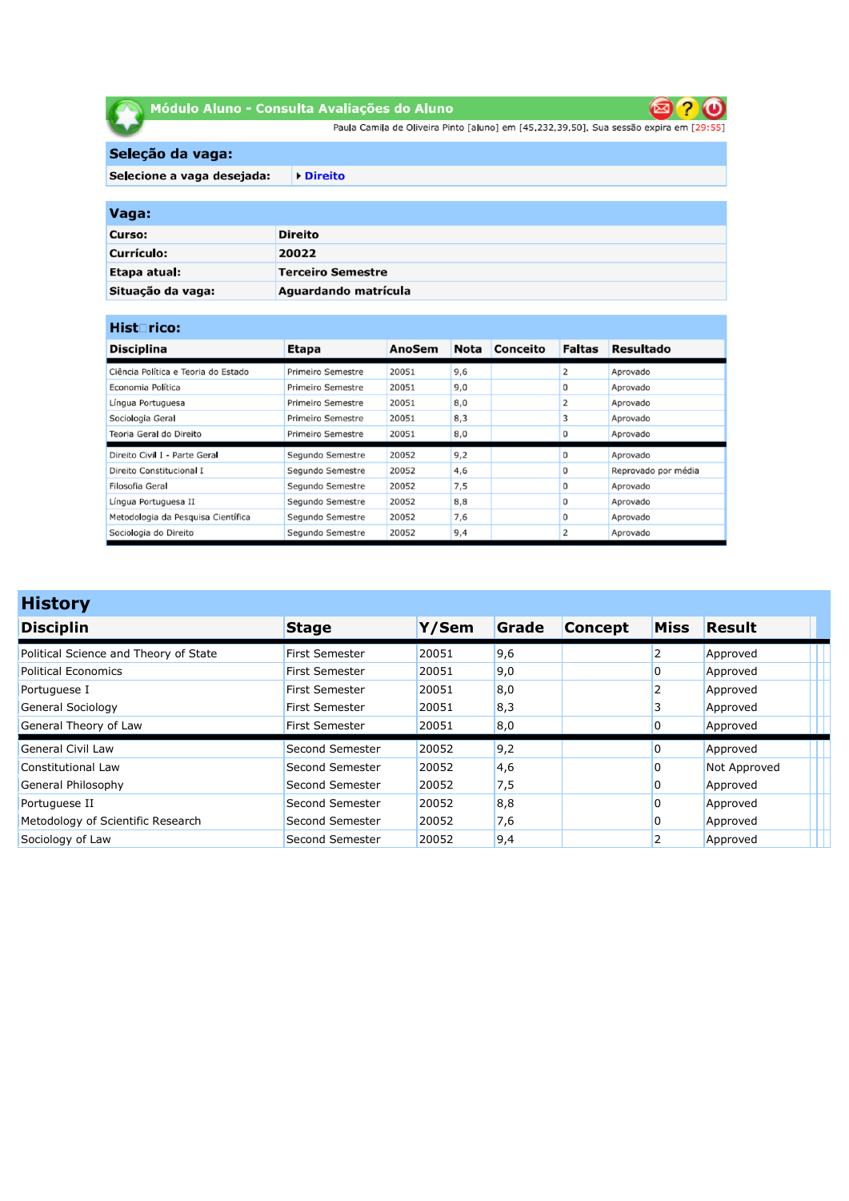## Módulo Aluno - Consulta Avaliações do Aluno

Paula Camila de Oliveira Pinto [aluno] em [45.232.39.50]. Sua sessão expira em [29:55]

### Seleção da vaga:

| | |
|---|---|
| **Selecione a vaga desejada:** | Direito |

### Vaga:

| | |
|---|---|
| **Curso:** | **Direito** |
| **Currículo:** | **20022** |
| **Etapa atual:** | **Terceiro Semestre** |
| **Situação da vaga:** | **Aguardando matrícula** |

### Hist□rico:

| Disciplina | Etapa | AnoSem | Nota | Conceito | Faltas | Resultado |
|---|---|---|---|---|---|---|
| Ciência Política e Teoria do Estado | Primeiro Semestre | 20051 | 9,6 | | 2 | Aprovado |
| Economia Política | Primeiro Semestre | 20051 | 9,0 | | 0 | Aprovado |
| Língua Portuguesa | Primeiro Semestre | 20051 | 8,0 | | 2 | Aprovado |
| Sociologia Geral | Primeiro Semestre | 20051 | 8,3 | | 3 | Aprovado |
| Teoria Geral do Direito | Primeiro Semestre | 20051 | 8,0 | | 0 | Aprovado |
| Direito Civil I - Parte Geral | Segundo Semestre | 20052 | 9,2 | | 0 | Aprovado |
| Direito Constitucional I | Segundo Semestre | 20052 | 4,6 | | 0 | Reprovado por média |
| Filosofia Geral | Segundo Semestre | 20052 | 7,5 | | 0 | Aprovado |
| Língua Portuguesa II | Segundo Semestre | 20052 | 8,8 | | 0 | Aprovado |
| Metodologia da Pesquisa Científica | Segundo Semestre | 20052 | 7,6 | | 0 | Aprovado |
| Sociologia do Direito | Segundo Semestre | 20052 | 9,4 | | 2 | Aprovado |

## History

| Disciplin | Stage | Y/Sem | Grade | Concept | Miss | Result |
|---|---|---|---|---|---|---|
| Political Science and Theory of State | First Semester | 20051 | 9,6 | | 2 | Approved |
| Political Economics | First Semester | 20051 | 9,0 | | 0 | Approved |
| Portuguese I | First Semester | 20051 | 8,0 | | 2 | Approved |
| General Sociology | First Semester | 20051 | 8,3 | | 3 | Approved |
| General Theory of Law | First Semester | 20051 | 8,0 | | 0 | Approved |
| General Civil Law | Second Semester | 20052 | 9,2 | | 0 | Approved |
| Constitutional Law | Second Semester | 20052 | 4,6 | | 0 | Not Approved |
| General Philosophy | Second Semester | 20052 | 7,5 | | 0 | Approved |
| Portuguese II | Second Semester | 20052 | 8,8 | | 0 | Approved |
| Metodology of Scientific Research | Second Semester | 20052 | 7,6 | | 0 | Approved |
| Sociology of Law | Second Semester | 20052 | 9,4 | | 2 | Approved |